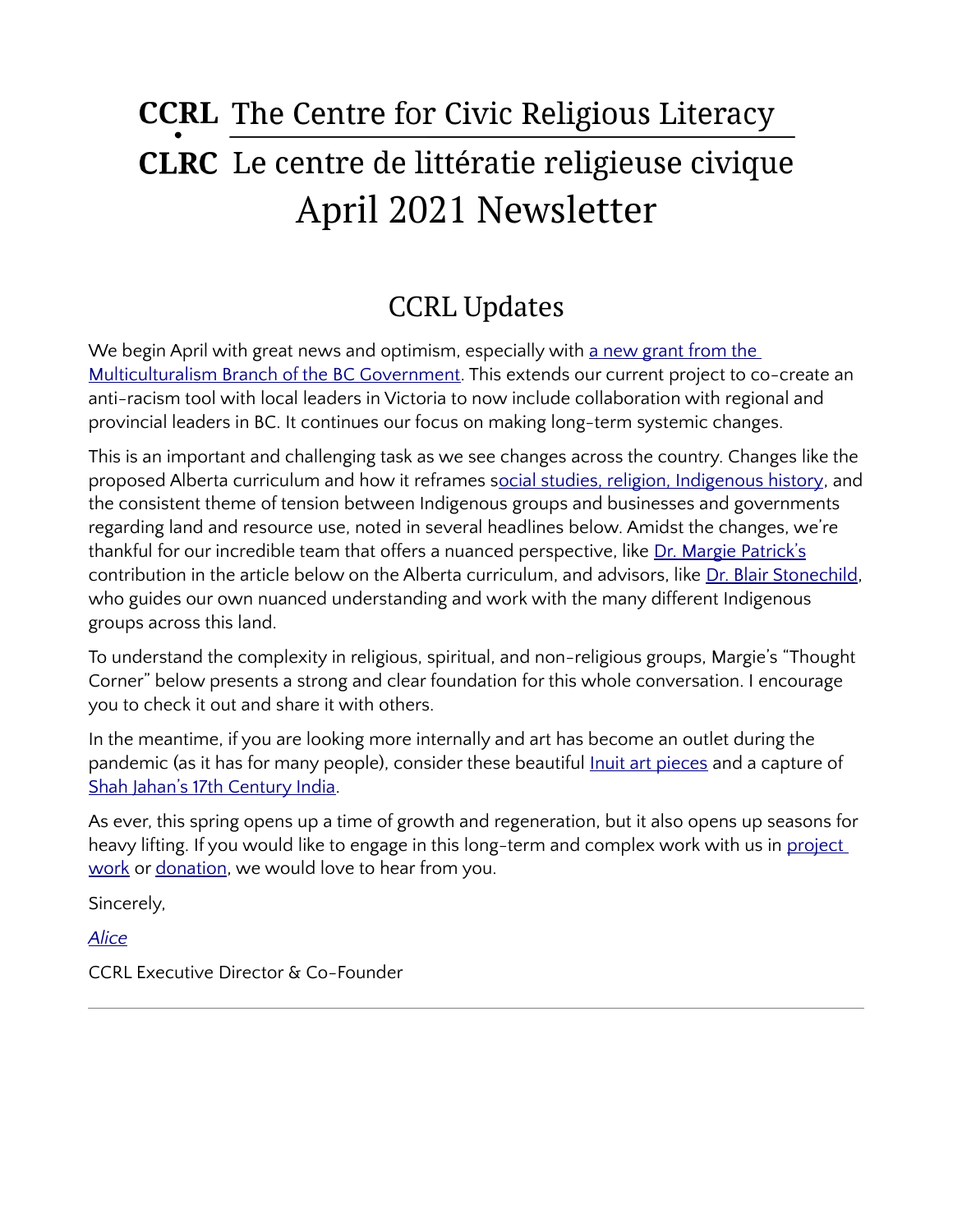# CCRL • CLRC The Centre for Civic Religious Literacy / Le centre de littératie religieuse civique

# April 2021 Newsletter

## CCRL Updates

We begin April with great news and optimism, especially with a new grant from the Multiculturalism Branch of the BC Government. This extends our current project to co-create an anti-racism tool with local leaders in Victoria to now include collaboration with regional and provincial leaders in BC. It continues our focus on making long-term systemic changes.

This is an important and challenging task as we see changes across the country. Changes like the proposed Alberta curriculum and how it reframes social studies, religion, Indigenous history, and the consistent theme of tension between Indigenous groups and businesses and governments regarding land and resource use, noted in several headlines below. Amidst the changes, we're thankful for our incredible team that offers a nuanced perspective, like Dr. Margie Patrick's contribution in the article below on the Alberta curriculum, and advisors, like Dr. Blair Stonechild, who guides our own nuanced understanding and work with the many different Indigenous groups across this land.

To understand the complexity in religious, spiritual, and non-religious groups, Margie's "Thought Corner" below presents a strong and clear foundation for this whole conversation. I encourage you to check it out and share it with others.

In the meantime, if you are looking more internally and art has become an outlet during the pandemic (as it has for many people), consider these beautiful Inuit art pieces and a capture of Shah Jahan's 17th Century India.

As ever, this spring opens up a time of growth and regeneration, but it also opens up seasons for heavy lifting. If you would like to engage in this long-term and complex work with us in project work or donation, we would love to hear from you.

Sincerely,

*Alice*

CCRL Executive Director & Co-Founder

---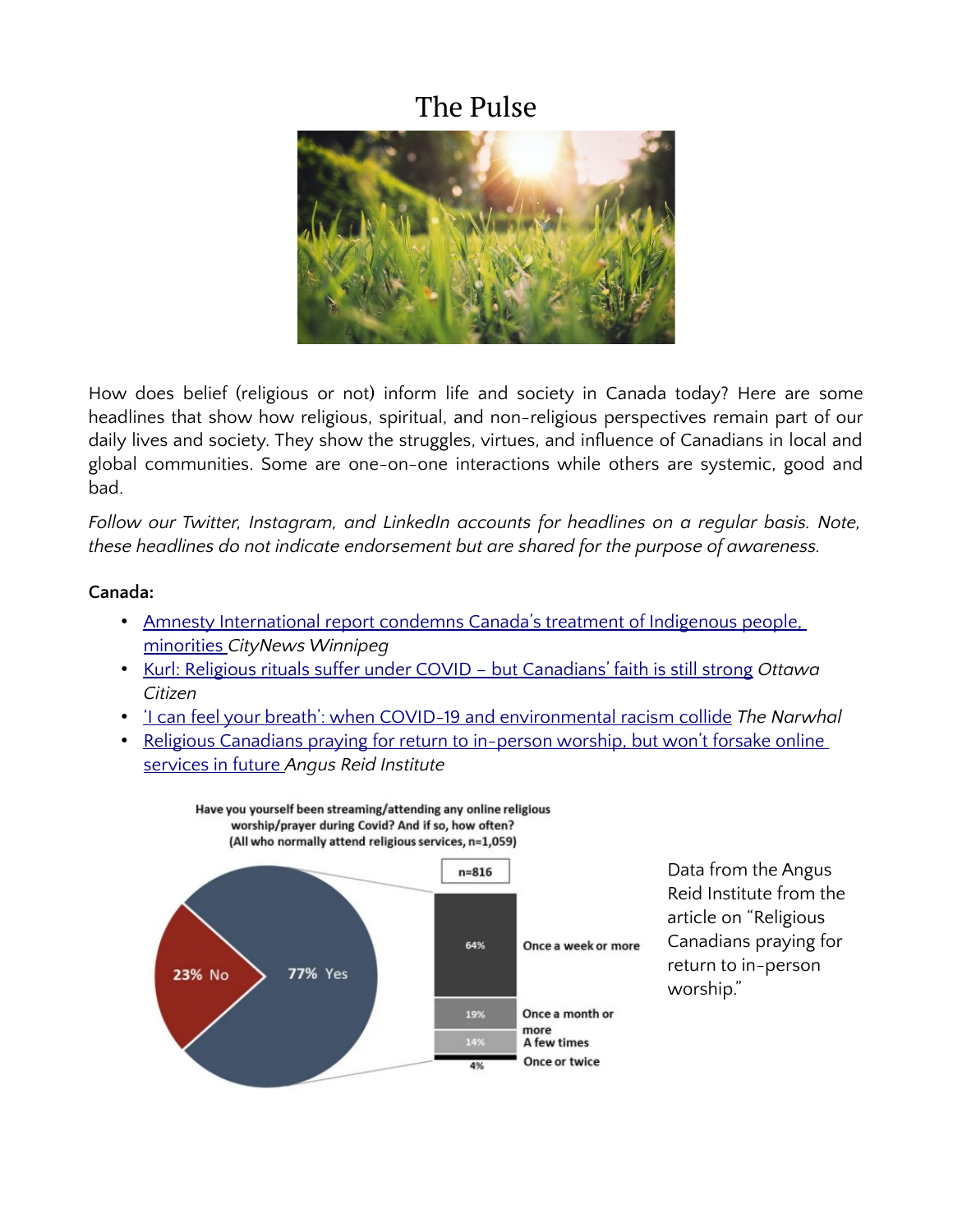# The Pulse

How does belief (religious or not) inform life and society in Canada today? Here are some headlines that show how religious, spiritual, and non-religious perspectives remain part of our daily lives and society. They show the struggles, virtues, and influence of Canadians in local and global communities. Some are one-on-one interactions while others are systemic, good and bad.

*Follow our Twitter, Instagram, and LinkedIn accounts for headlines on a regular basis. Note, these headlines do not indicate endorsement but are shared for the purpose of awareness.*

**Canada:**

- Amnesty International report condemns Canada's treatment of Indigenous people, minorities *CityNews Winnipeg*
- Kurl: Religious rituals suffer under COVID – but Canadians' faith is still strong *Ottawa Citizen*
- 'I can feel your breath': when COVID-19 and environmental racism collide *The Narwhal*
- Religious Canadians praying for return to in-person worship, but won't forsake online services in future *Angus Reid Institute*

**Have you yourself been streaming/attending any online religious worship/prayer during Covid? And if so, how often? (All who normally attend religious services, n=1,059)**

| Response | % |
| --- | --- |
| Yes | 77% |
| No | 23% |

| Frequency (n=816) | % |
| --- | --- |
| Once a week or more | 64% |
| Once a month or more | 19% |
| A few times | 14% |
| Once or twice | 4% |

Data from the Angus Reid Institute from the article on "Religious Canadians praying for return to in-person worship."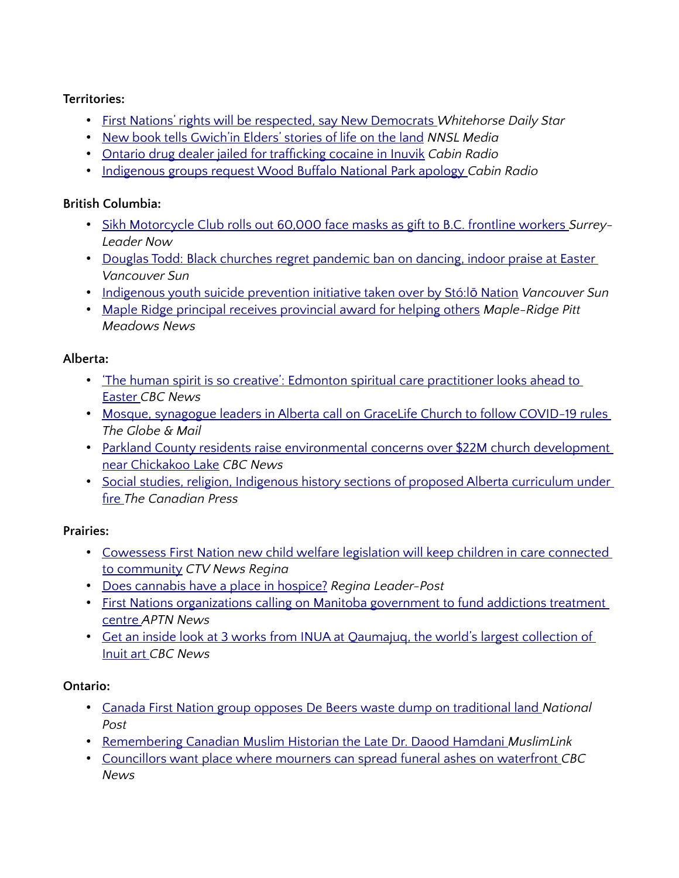**Territories:**

- First Nations' rights will be respected, say New Democrats *Whitehorse Daily Star*
- New book tells Gwich'in Elders' stories of life on the land *NNSL Media*
- Ontario drug dealer jailed for trafficking cocaine in Inuvik *Cabin Radio*
- Indigenous groups request Wood Buffalo National Park apology *Cabin Radio*

**British Columbia:**

- Sikh Motorcycle Club rolls out 60,000 face masks as gift to B.C. frontline workers *Surrey-Leader Now*
- Douglas Todd: Black churches regret pandemic ban on dancing, indoor praise at Easter *Vancouver Sun*
- Indigenous youth suicide prevention initiative taken over by Stó:lō Nation *Vancouver Sun*
- Maple Ridge principal receives provincial award for helping others *Maple-Ridge Pitt Meadows News*

**Alberta:**

- 'The human spirit is so creative': Edmonton spiritual care practitioner looks ahead to Easter *CBC News*
- Mosque, synagogue leaders in Alberta call on GraceLife Church to follow COVID-19 rules *The Globe & Mail*
- Parkland County residents raise environmental concerns over $22M church development near Chickakoo Lake *CBC News*
- Social studies, religion, Indigenous history sections of proposed Alberta curriculum under fire *The Canadian Press*

**Prairies:**

- Cowessess First Nation new child welfare legislation will keep children in care connected to community *CTV News Regina*
- Does cannabis have a place in hospice? *Regina Leader-Post*
- First Nations organizations calling on Manitoba government to fund addictions treatment centre *APTN News*
- Get an inside look at 3 works from INUA at Qaumajuq, the world's largest collection of Inuit art *CBC News*

**Ontario:**

- Canada First Nation group opposes De Beers waste dump on traditional land *National Post*
- Remembering Canadian Muslim Historian the Late Dr. Daood Hamdani *MuslimLink*
- Councillors want place where mourners can spread funeral ashes on waterfront *CBC News*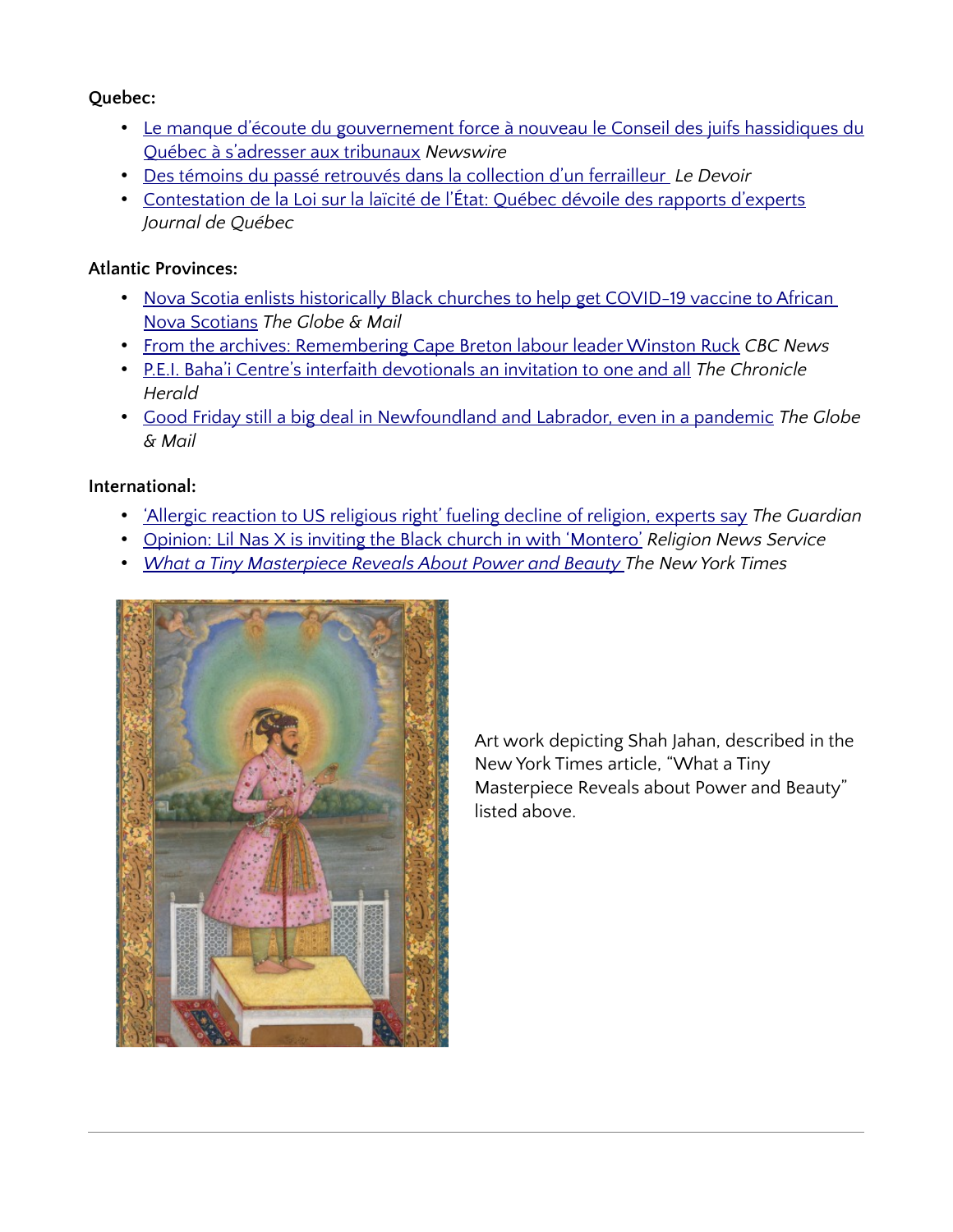**Quebec:**

- Le manque d'écoute du gouvernement force à nouveau le Conseil des juifs hassidiques du Québec à s'adresser aux tribunaux *Newswire*
- Des témoins du passé retrouvés dans la collection d'un ferrailleur *Le Devoir*
- Contestation de la Loi sur la laïcité de l'État: Québec dévoile des rapports d'experts *Journal de Québec*

**Atlantic Provinces:**

- Nova Scotia enlists historically Black churches to help get COVID-19 vaccine to African Nova Scotians *The Globe & Mail*
- From the archives: Remembering Cape Breton labour leader Winston Ruck *CBC News*
- P.E.I. Baha'i Centre's interfaith devotionals an invitation to one and all *The Chronicle Herald*
- Good Friday still a big deal in Newfoundland and Labrador, even in a pandemic *The Globe & Mail*

**International:**

- 'Allergic reaction to US religious right' fueling decline of religion, experts say *The Guardian*
- Opinion: Lil Nas X is inviting the Black church in with 'Montero' *Religion News Service*
- *What a Tiny Masterpiece Reveals About Power and Beauty* *The New York Times*

Art work depicting Shah Jahan, described in the New York Times article, "What a Tiny Masterpiece Reveals about Power and Beauty" listed above.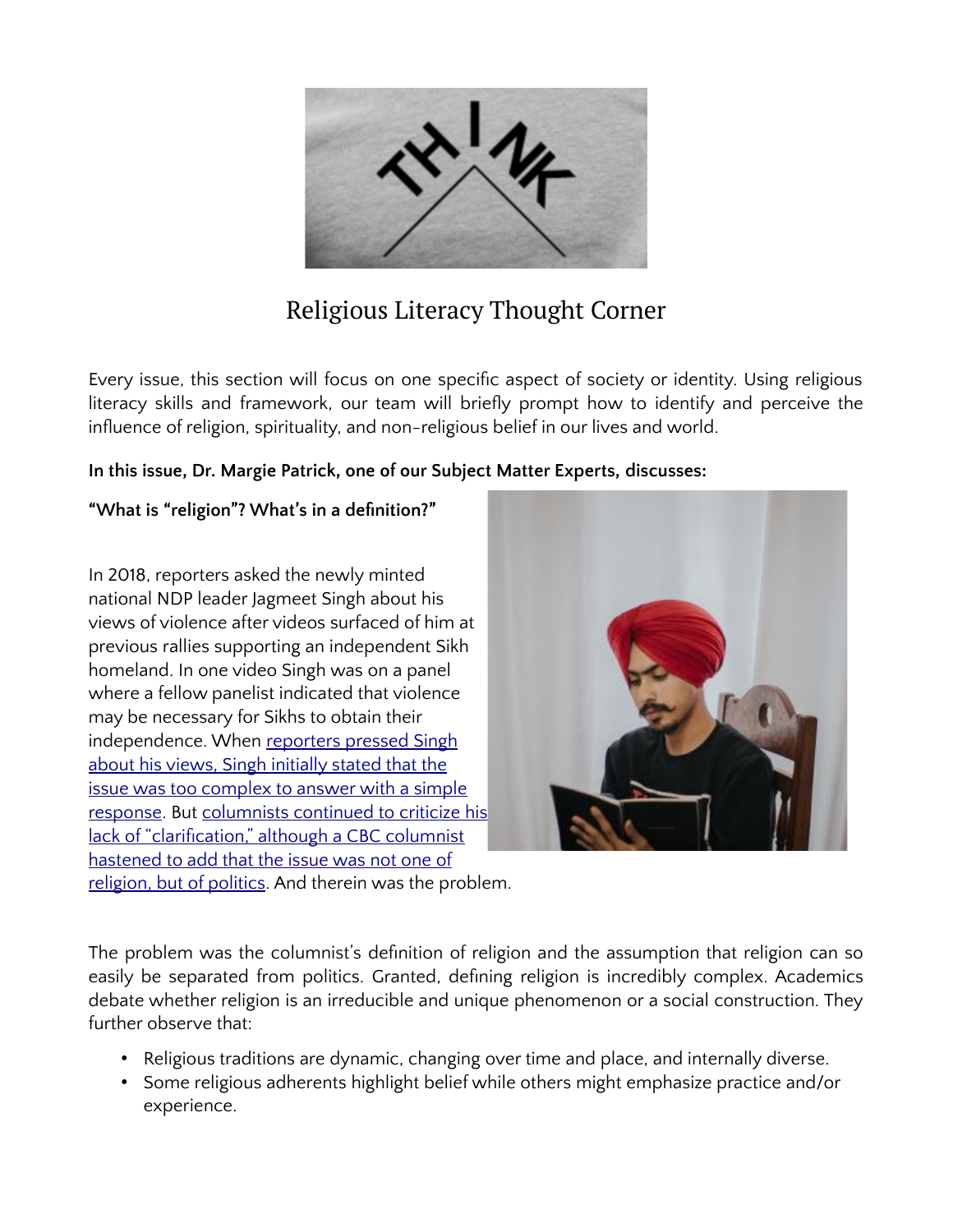# Religious Literacy Thought Corner

Every issue, this section will focus on one specific aspect of society or identity. Using religious literacy skills and framework, our team will briefly prompt how to identify and perceive the influence of religion, spirituality, and non-religious belief in our lives and world.

**In this issue, Dr. Margie Patrick, one of our Subject Matter Experts, discusses:**

**"What is "religion"? What's in a definition?"**

In 2018, reporters asked the newly minted national NDP leader Jagmeet Singh about his views of violence after videos surfaced of him at previous rallies supporting an independent Sikh homeland. In one video Singh was on a panel where a fellow panelist indicated that violence may be necessary for Sikhs to obtain their independence. When reporters pressed Singh about his views, Singh initially stated that the issue was too complex to answer with a simple response. But columnists continued to criticize his lack of "clarification," although a CBC columnist hastened to add that the issue was not one of religion, but of politics. And therein was the problem.

The problem was the columnist's definition of religion and the assumption that religion can so easily be separated from politics. Granted, defining religion is incredibly complex. Academics debate whether religion is an irreducible and unique phenomenon or a social construction. They further observe that:

- Religious traditions are dynamic, changing over time and place, and internally diverse.
- Some religious adherents highlight belief while others might emphasize practice and/or experience.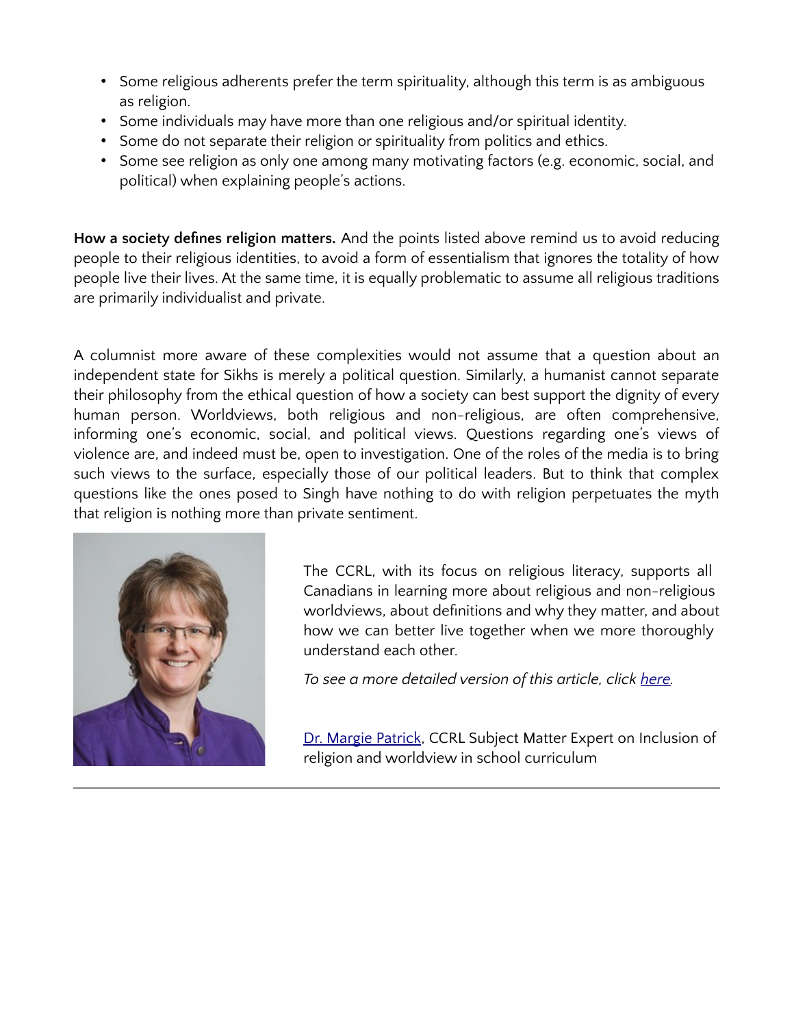- Some religious adherents prefer the term spirituality, although this term is as ambiguous as religion.
- Some individuals may have more than one religious and/or spiritual identity.
- Some do not separate their religion or spirituality from politics and ethics.
- Some see religion as only one among many motivating factors (e.g. economic, social, and political) when explaining people's actions.

**How a society defines religion matters.** And the points listed above remind us to avoid reducing people to their religious identities, to avoid a form of essentialism that ignores the totality of how people live their lives. At the same time, it is equally problematic to assume all religious traditions are primarily individualist and private.

A columnist more aware of these complexities would not assume that a question about an independent state for Sikhs is merely a political question. Similarly, a humanist cannot separate their philosophy from the ethical question of how a society can best support the dignity of every human person. Worldviews, both religious and non-religious, are often comprehensive, informing one's economic, social, and political views. Questions regarding one's views of violence are, and indeed must be, open to investigation. One of the roles of the media is to bring such views to the surface, especially those of our political leaders. But to think that complex questions like the ones posed to Singh have nothing to do with religion perpetuates the myth that religion is nothing more than private sentiment.

The CCRL, with its focus on religious literacy, supports all Canadians in learning more about religious and non-religious worldviews, about definitions and why they matter, and about how we can better live together when we more thoroughly understand each other.

*To see a more detailed version of this article, click here.*

Dr. Margie Patrick, CCRL Subject Matter Expert on Inclusion of religion and worldview in school curriculum

---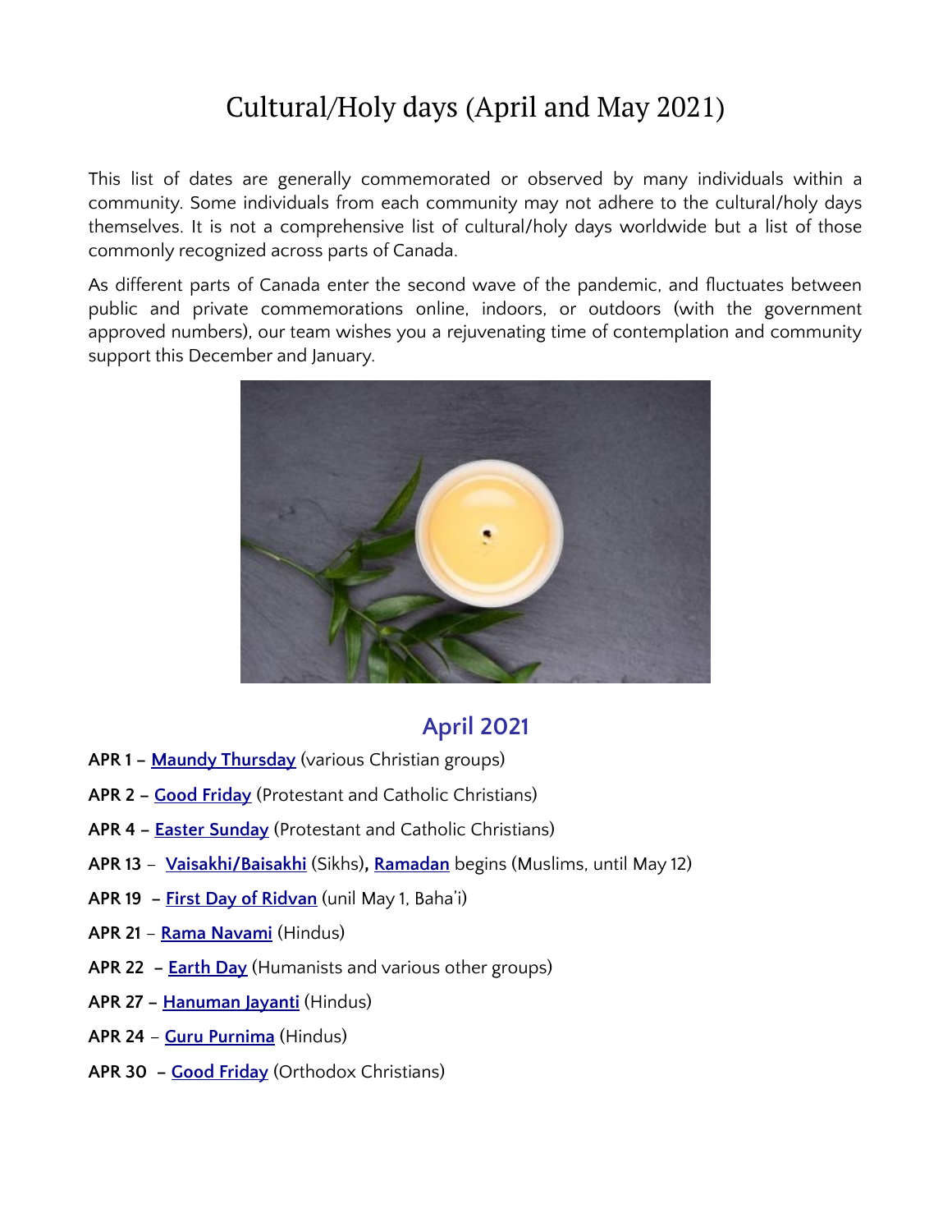# Cultural/Holy days (April and May 2021)

This list of dates are generally commemorated or observed by many individuals within a community. Some individuals from each community may not adhere to the cultural/holy days themselves. It is not a comprehensive list of cultural/holy days worldwide but a list of those commonly recognized across parts of Canada.

As different parts of Canada enter the second wave of the pandemic, and fluctuates between public and private commemorations online, indoors, or outdoors (with the government approved numbers), our team wishes you a rejuvenating time of contemplation and community support this December and January.

## April 2021

**APR 1 –** Maundy Thursday (various Christian groups)

**APR 2 –** Good Friday (Protestant and Catholic Christians)

**APR 4 –** Easter Sunday (Protestant and Catholic Christians)

**APR 13** – Vaisakhi/Baisakhi (Sikhs)**,** Ramadan begins (Muslims, until May 12)

**APR 19 –** First Day of Ridvan (unil May 1, Baha'i)

**APR 21** – Rama Navami (Hindus)

**APR 22 –** Earth Day (Humanists and various other groups)

**APR 27 –** Hanuman Jayanti (Hindus)

**APR 24** – Guru Purnima (Hindus)

**APR 30 –** Good Friday (Orthodox Christians)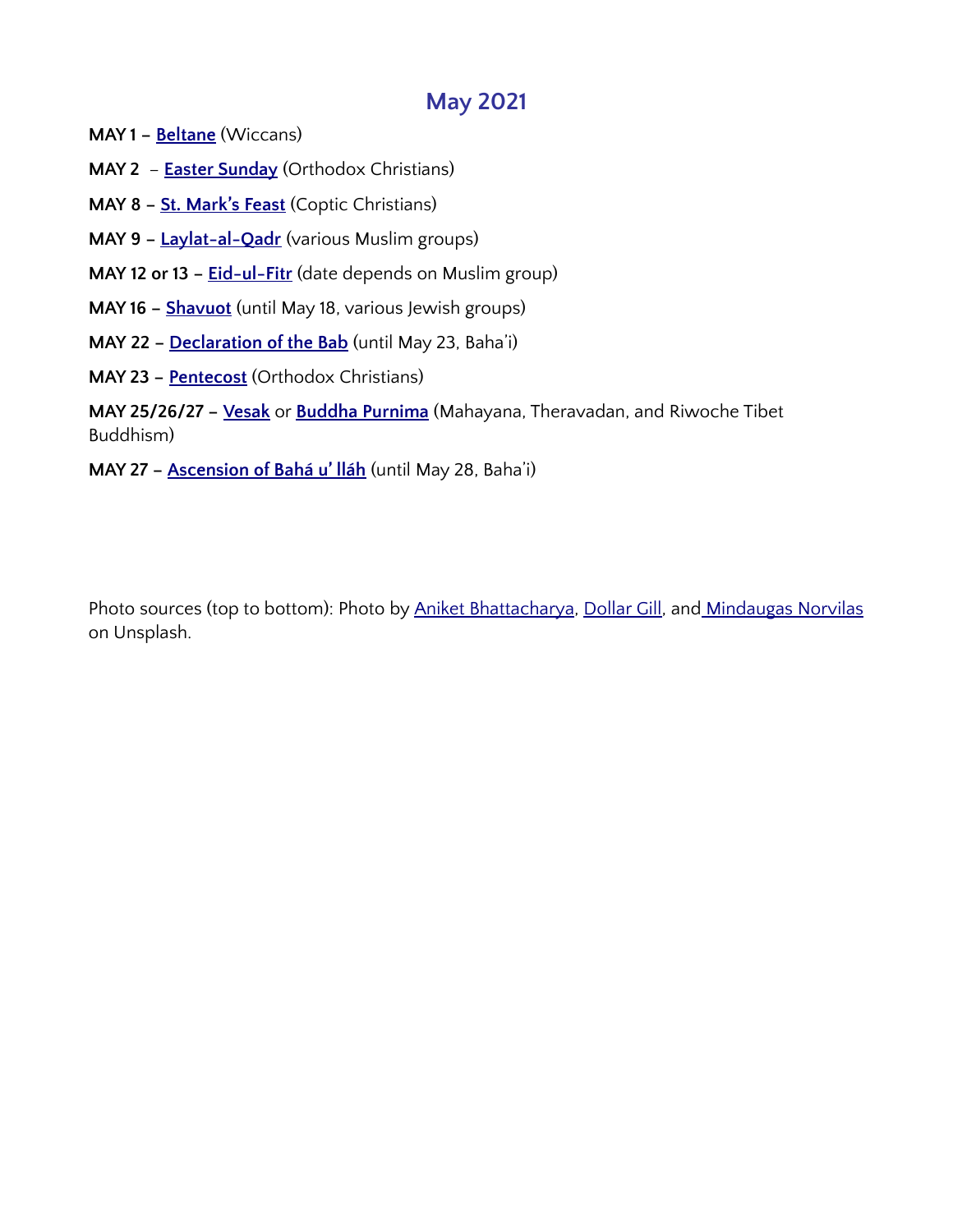## May 2021

**MAY 1 –** **Beltane** (Wiccans)

**MAY 2** – **Easter Sunday** (Orthodox Christians)

**MAY 8 –** **St. Mark's Feast** (Coptic Christians)

**MAY 9 –** **Laylat-al-Qadr** (various Muslim groups)

**MAY 12 or 13 –** **Eid-ul-Fitr** (date depends on Muslim group)

**MAY 16 –** **Shavuot** (until May 18, various Jewish groups)

**MAY 22 –** **Declaration of the Bab** (until May 23, Baha'i)

**MAY 23 –** **Pentecost** (Orthodox Christians)

**MAY 25/26/27 –** **Vesak** or **Buddha Purnima** (Mahayana, Theravadan, and Riwoche Tibet Buddhism)

**MAY 27 –** **Ascension of Bahá u' lláh** (until May 28, Baha'i)

Photo sources (top to bottom): Photo by Aniket Bhattacharya, Dollar Gill, and Mindaugas Norvilas on Unsplash.